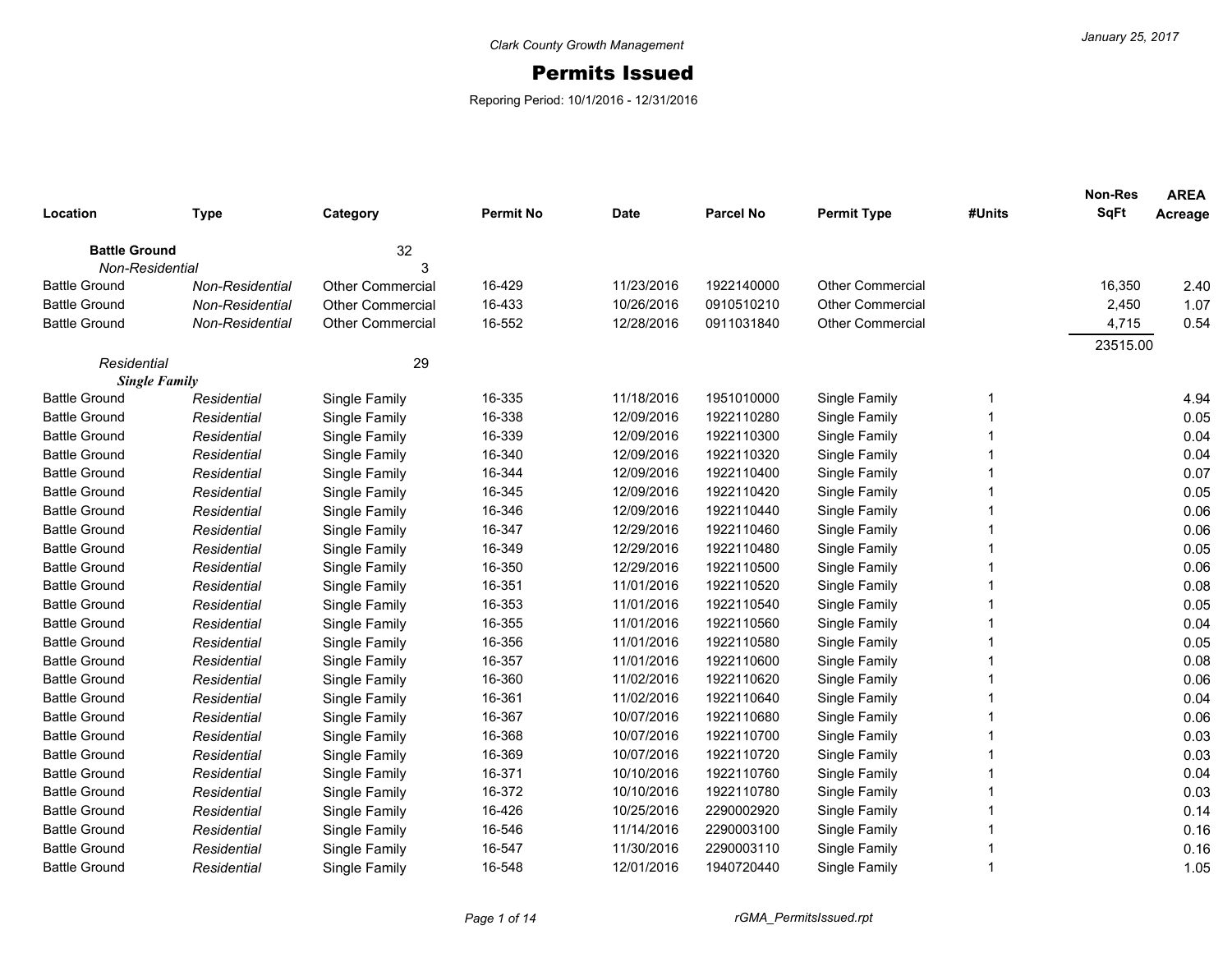Clark County Growth Management

# Permits Issued

Reporing Period: 10/1/2016 - 12/31/2016

January 25, 2017

| Location | Type | Category | Permit No | Date | Parcel No | Permit Type | #Units | Non-Res SqFt | AREA Acreage |
|---|---|---|---|---|---|---|---|---|---|
| **Battle Ground** | | 32 | | | | | | | |
| *Non-Residential* | | 3 | | | | | | | |
| Battle Ground | *Non-Residential* | Other Commercial | 16-429 | 11/23/2016 | 1922140000 | Other Commercial | | 16,350 | 2.40 |
| Battle Ground | *Non-Residential* | Other Commercial | 16-433 | 10/26/2016 | 0910510210 | Other Commercial | | 2,450 | 1.07 |
| Battle Ground | *Non-Residential* | Other Commercial | 16-552 | 12/28/2016 | 0911031840 | Other Commercial | | 4,715 | 0.54 |
| | | | | | | | | 23515.00 | |
| *Residential* | | 29 | | | | | | | |
| ***Single Family*** | | | | | | | | | |
| Battle Ground | *Residential* | Single Family | 16-335 | 11/18/2016 | 1951010000 | Single Family | 1 | | 4.94 |
| Battle Ground | *Residential* | Single Family | 16-338 | 12/09/2016 | 1922110280 | Single Family | 1 | | 0.05 |
| Battle Ground | *Residential* | Single Family | 16-339 | 12/09/2016 | 1922110300 | Single Family | 1 | | 0.04 |
| Battle Ground | *Residential* | Single Family | 16-340 | 12/09/2016 | 1922110320 | Single Family | 1 | | 0.04 |
| Battle Ground | *Residential* | Single Family | 16-344 | 12/09/2016 | 1922110400 | Single Family | 1 | | 0.07 |
| Battle Ground | *Residential* | Single Family | 16-345 | 12/09/2016 | 1922110420 | Single Family | 1 | | 0.05 |
| Battle Ground | *Residential* | Single Family | 16-346 | 12/09/2016 | 1922110440 | Single Family | 1 | | 0.06 |
| Battle Ground | *Residential* | Single Family | 16-347 | 12/29/2016 | 1922110460 | Single Family | 1 | | 0.06 |
| Battle Ground | *Residential* | Single Family | 16-349 | 12/29/2016 | 1922110480 | Single Family | 1 | | 0.05 |
| Battle Ground | *Residential* | Single Family | 16-350 | 12/29/2016 | 1922110500 | Single Family | 1 | | 0.06 |
| Battle Ground | *Residential* | Single Family | 16-351 | 11/01/2016 | 1922110520 | Single Family | 1 | | 0.08 |
| Battle Ground | *Residential* | Single Family | 16-353 | 11/01/2016 | 1922110540 | Single Family | 1 | | 0.05 |
| Battle Ground | *Residential* | Single Family | 16-355 | 11/01/2016 | 1922110560 | Single Family | 1 | | 0.04 |
| Battle Ground | *Residential* | Single Family | 16-356 | 11/01/2016 | 1922110580 | Single Family | 1 | | 0.05 |
| Battle Ground | *Residential* | Single Family | 16-357 | 11/01/2016 | 1922110600 | Single Family | 1 | | 0.08 |
| Battle Ground | *Residential* | Single Family | 16-360 | 11/02/2016 | 1922110620 | Single Family | 1 | | 0.06 |
| Battle Ground | *Residential* | Single Family | 16-361 | 11/02/2016 | 1922110640 | Single Family | 1 | | 0.04 |
| Battle Ground | *Residential* | Single Family | 16-367 | 10/07/2016 | 1922110680 | Single Family | 1 | | 0.06 |
| Battle Ground | *Residential* | Single Family | 16-368 | 10/07/2016 | 1922110700 | Single Family | 1 | | 0.03 |
| Battle Ground | *Residential* | Single Family | 16-369 | 10/07/2016 | 1922110720 | Single Family | 1 | | 0.03 |
| Battle Ground | *Residential* | Single Family | 16-371 | 10/10/2016 | 1922110760 | Single Family | 1 | | 0.04 |
| Battle Ground | *Residential* | Single Family | 16-372 | 10/10/2016 | 1922110780 | Single Family | 1 | | 0.03 |
| Battle Ground | *Residential* | Single Family | 16-426 | 10/25/2016 | 2290002920 | Single Family | 1 | | 0.14 |
| Battle Ground | *Residential* | Single Family | 16-546 | 11/14/2016 | 2290003100 | Single Family | 1 | | 0.16 |
| Battle Ground | *Residential* | Single Family | 16-547 | 11/30/2016 | 2290003110 | Single Family | 1 | | 0.16 |
| Battle Ground | *Residential* | Single Family | 16-548 | 12/01/2016 | 1940720440 | Single Family | 1 | | 1.05 |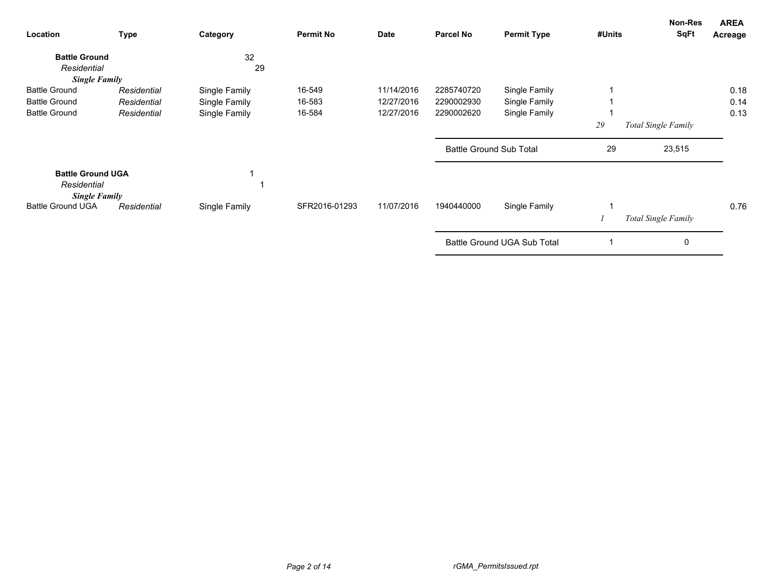| Location | Type | Category | Permit No | Date | Parcel No | Permit Type | #Units | Non-Res SqFt | AREA Acreage |
|---|---|---|---|---|---|---|---|---|---|
| **Battle Ground** | | 32 | | | | | | | |
| *Residential* | | 29 | | | | | | | |
| ***Single Family*** | | | | | | | | | |
| Battle Ground | *Residential* | Single Family | 16-549 | 11/14/2016 | 2285740720 | Single Family | 1 | | 0.18 |
| Battle Ground | *Residential* | Single Family | 16-583 | 12/27/2016 | 2290002930 | Single Family | 1 | | 0.14 |
| Battle Ground | *Residential* | Single Family | 16-584 | 12/27/2016 | 2290002620 | Single Family | 1 | | 0.13 |
| | | | | | | | *29* | *Total Single Family* | |
| | | | | | Battle Ground Sub Total | | 29 | 23,515 | |
| **Battle Ground UGA** | | 1 | | | | | | | |
| *Residential* | | 1 | | | | | | | |
| ***Single Family*** | | | | | | | | | |
| Battle Ground UGA | *Residential* | Single Family | SFR2016-01293 | 11/07/2016 | 1940440000 | Single Family | 1 | | 0.76 |
| | | | | | | | *1* | *Total Single Family* | |
| | | | | | Battle Ground UGA Sub Total | | 1 | 0 | |

rGMA_PermitsIssued.rpt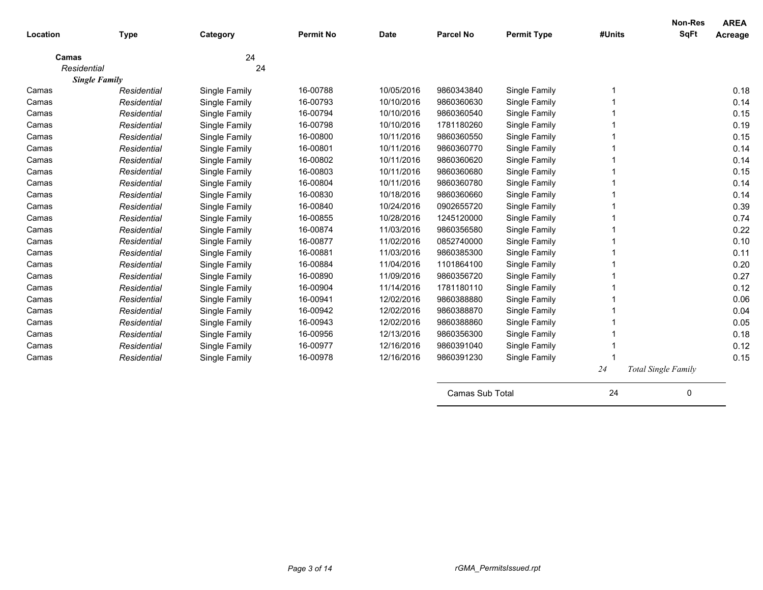| Location | Type | Category | Permit No | Date | Parcel No | Permit Type | #Units | Non-Res SqFt | AREA Acreage |
|---|---|---|---|---|---|---|---|---|---|
| **Camas** | | 24 | | | | | | | |
| *Residential* | | 24 | | | | | | | |
| ***Single Family*** | | | | | | | | | |
| Camas | *Residential* | Single Family | 16-00788 | 10/05/2016 | 9860343840 | Single Family | 1 | | 0.18 |
| Camas | *Residential* | Single Family | 16-00793 | 10/10/2016 | 9860360630 | Single Family | 1 | | 0.14 |
| Camas | *Residential* | Single Family | 16-00794 | 10/10/2016 | 9860360540 | Single Family | 1 | | 0.15 |
| Camas | *Residential* | Single Family | 16-00798 | 10/10/2016 | 1781180260 | Single Family | 1 | | 0.19 |
| Camas | *Residential* | Single Family | 16-00800 | 10/11/2016 | 9860360550 | Single Family | 1 | | 0.15 |
| Camas | *Residential* | Single Family | 16-00801 | 10/11/2016 | 9860360770 | Single Family | 1 | | 0.14 |
| Camas | *Residential* | Single Family | 16-00802 | 10/11/2016 | 9860360620 | Single Family | 1 | | 0.14 |
| Camas | *Residential* | Single Family | 16-00803 | 10/11/2016 | 9860360680 | Single Family | 1 | | 0.15 |
| Camas | *Residential* | Single Family | 16-00804 | 10/11/2016 | 9860360780 | Single Family | 1 | | 0.14 |
| Camas | *Residential* | Single Family | 16-00830 | 10/18/2016 | 9860360660 | Single Family | 1 | | 0.14 |
| Camas | *Residential* | Single Family | 16-00840 | 10/24/2016 | 0902655720 | Single Family | 1 | | 0.39 |
| Camas | *Residential* | Single Family | 16-00855 | 10/28/2016 | 1245120000 | Single Family | 1 | | 0.74 |
| Camas | *Residential* | Single Family | 16-00874 | 11/03/2016 | 9860356580 | Single Family | 1 | | 0.22 |
| Camas | *Residential* | Single Family | 16-00877 | 11/02/2016 | 0852740000 | Single Family | 1 | | 0.10 |
| Camas | *Residential* | Single Family | 16-00881 | 11/03/2016 | 9860385300 | Single Family | 1 | | 0.11 |
| Camas | *Residential* | Single Family | 16-00884 | 11/04/2016 | 1101864100 | Single Family | 1 | | 0.20 |
| Camas | *Residential* | Single Family | 16-00890 | 11/09/2016 | 9860356720 | Single Family | 1 | | 0.27 |
| Camas | *Residential* | Single Family | 16-00904 | 11/14/2016 | 1781180110 | Single Family | 1 | | 0.12 |
| Camas | *Residential* | Single Family | 16-00941 | 12/02/2016 | 9860388880 | Single Family | 1 | | 0.06 |
| Camas | *Residential* | Single Family | 16-00942 | 12/02/2016 | 9860388870 | Single Family | 1 | | 0.04 |
| Camas | *Residential* | Single Family | 16-00943 | 12/02/2016 | 9860388860 | Single Family | 1 | | 0.05 |
| Camas | *Residential* | Single Family | 16-00956 | 12/13/2016 | 9860356300 | Single Family | 1 | | 0.18 |
| Camas | *Residential* | Single Family | 16-00977 | 12/16/2016 | 9860391040 | Single Family | 1 | | 0.12 |
| Camas | *Residential* | Single Family | 16-00978 | 12/16/2016 | 9860391230 | Single Family | 1 | | 0.15 |
| | | | | | | | *24* | *Total Single Family* | |
| | | | | | Camas Sub Total | | 24 | 0 | |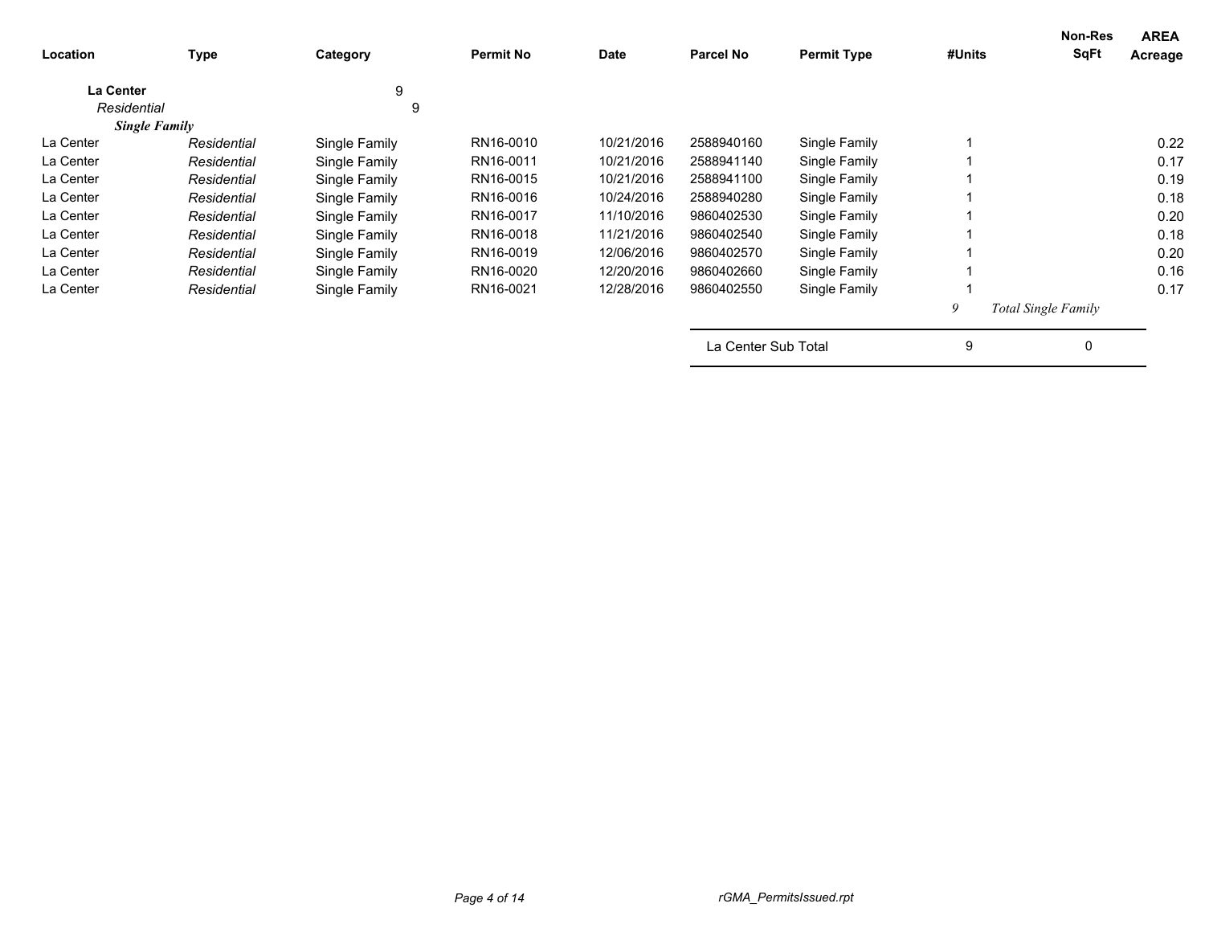| Location | Type | Category | Permit No | Date | Parcel No | Permit Type | #Units | Non-Res SqFt | AREA Acreage |
|---|---|---|---|---|---|---|---|---|---|
| **La Center** | | 9 | | | | | | | |
| *Residential* | | 9 | | | | | | | |
| ***Single Family*** | | | | | | | | | |
| La Center | *Residential* | Single Family | RN16-0010 | 10/21/2016 | 2588940160 | Single Family | 1 | | 0.22 |
| La Center | *Residential* | Single Family | RN16-0011 | 10/21/2016 | 2588941140 | Single Family | 1 | | 0.17 |
| La Center | *Residential* | Single Family | RN16-0015 | 10/21/2016 | 2588941100 | Single Family | 1 | | 0.19 |
| La Center | *Residential* | Single Family | RN16-0016 | 10/24/2016 | 2588940280 | Single Family | 1 | | 0.18 |
| La Center | *Residential* | Single Family | RN16-0017 | 11/10/2016 | 9860402530 | Single Family | 1 | | 0.20 |
| La Center | *Residential* | Single Family | RN16-0018 | 11/21/2016 | 9860402540 | Single Family | 1 | | 0.18 |
| La Center | *Residential* | Single Family | RN16-0019 | 12/06/2016 | 9860402570 | Single Family | 1 | | 0.20 |
| La Center | *Residential* | Single Family | RN16-0020 | 12/20/2016 | 9860402660 | Single Family | 1 | | 0.16 |
| La Center | *Residential* | Single Family | RN16-0021 | 12/28/2016 | 9860402550 | Single Family | 1 | | 0.17 |
| | | | | | | | *9* | *Total Single Family* | |
| | | | | | La Center Sub Total | | 9 | 0 | |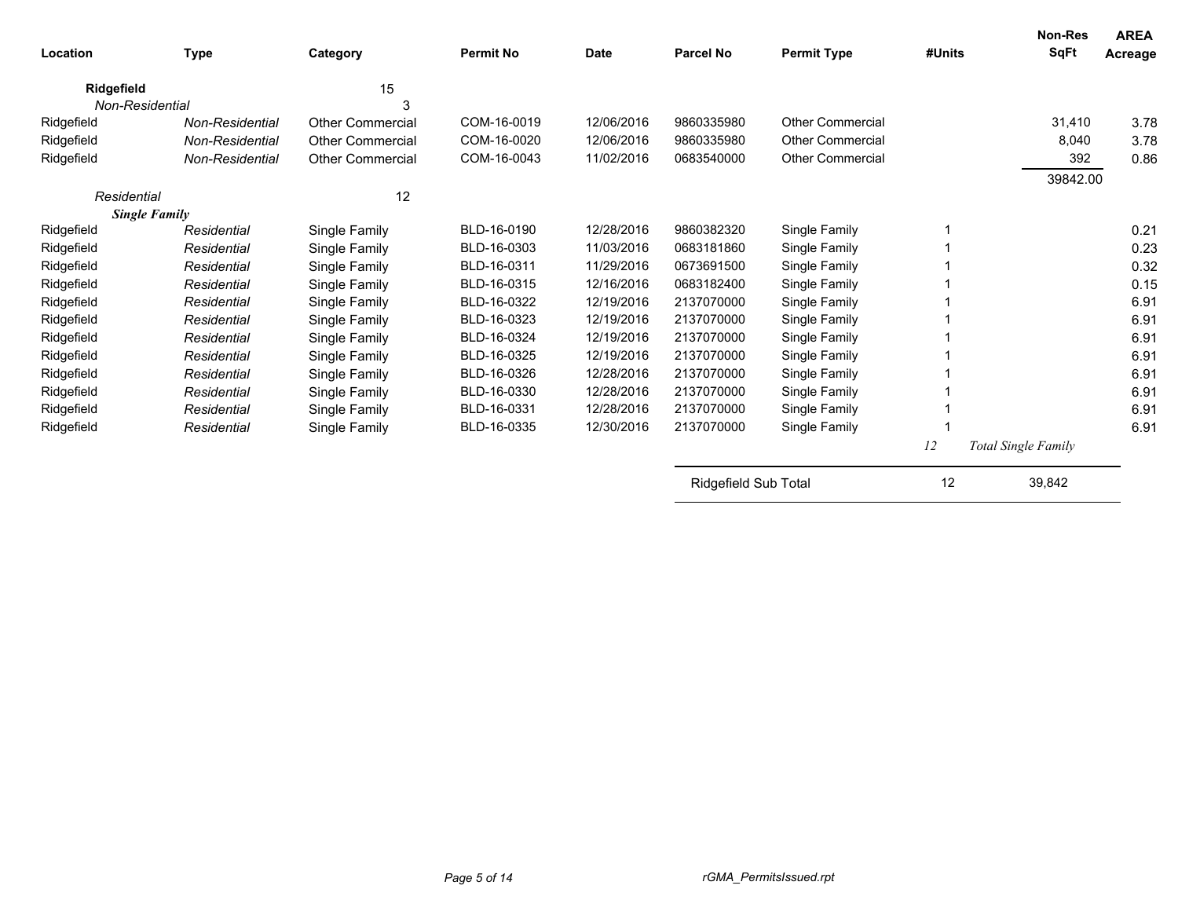| Location | Type | Category | Permit No | Date | Parcel No | Permit Type | #Units | Non-Res SqFt | AREA Acreage |
|---|---|---|---|---|---|---|---|---|---|
| **Ridgefield** | | 15 | | | | | | | |
| *Non-Residential* | | 3 | | | | | | | |
| Ridgefield | *Non-Residential* | Other Commercial | COM-16-0019 | 12/06/2016 | 9860335980 | Other Commercial | | 31,410 | 3.78 |
| Ridgefield | *Non-Residential* | Other Commercial | COM-16-0020 | 12/06/2016 | 9860335980 | Other Commercial | | 8,040 | 3.78 |
| Ridgefield | *Non-Residential* | Other Commercial | COM-16-0043 | 11/02/2016 | 0683540000 | Other Commercial | | 392 | 0.86 |
| | | | | | | | | 39842.00 | |
| *Residential* | | 12 | | | | | | | |
| ***Single Family*** | | | | | | | | | |
| Ridgefield | *Residential* | Single Family | BLD-16-0190 | 12/28/2016 | 9860382320 | Single Family | 1 | | 0.21 |
| Ridgefield | *Residential* | Single Family | BLD-16-0303 | 11/03/2016 | 0683181860 | Single Family | 1 | | 0.23 |
| Ridgefield | *Residential* | Single Family | BLD-16-0311 | 11/29/2016 | 0673691500 | Single Family | 1 | | 0.32 |
| Ridgefield | *Residential* | Single Family | BLD-16-0315 | 12/16/2016 | 0683182400 | Single Family | 1 | | 0.15 |
| Ridgefield | *Residential* | Single Family | BLD-16-0322 | 12/19/2016 | 2137070000 | Single Family | 1 | | 6.91 |
| Ridgefield | *Residential* | Single Family | BLD-16-0323 | 12/19/2016 | 2137070000 | Single Family | 1 | | 6.91 |
| Ridgefield | *Residential* | Single Family | BLD-16-0324 | 12/19/2016 | 2137070000 | Single Family | 1 | | 6.91 |
| Ridgefield | *Residential* | Single Family | BLD-16-0325 | 12/19/2016 | 2137070000 | Single Family | 1 | | 6.91 |
| Ridgefield | *Residential* | Single Family | BLD-16-0326 | 12/28/2016 | 2137070000 | Single Family | 1 | | 6.91 |
| Ridgefield | *Residential* | Single Family | BLD-16-0330 | 12/28/2016 | 2137070000 | Single Family | 1 | | 6.91 |
| Ridgefield | *Residential* | Single Family | BLD-16-0331 | 12/28/2016 | 2137070000 | Single Family | 1 | | 6.91 |
| Ridgefield | *Residential* | Single Family | BLD-16-0335 | 12/30/2016 | 2137070000 | Single Family | 1 | | 6.91 |
| | | | | | | | *12* | *Total Single Family* | |
| | | | | | Ridgefield Sub Total | | 12 | 39,842 | |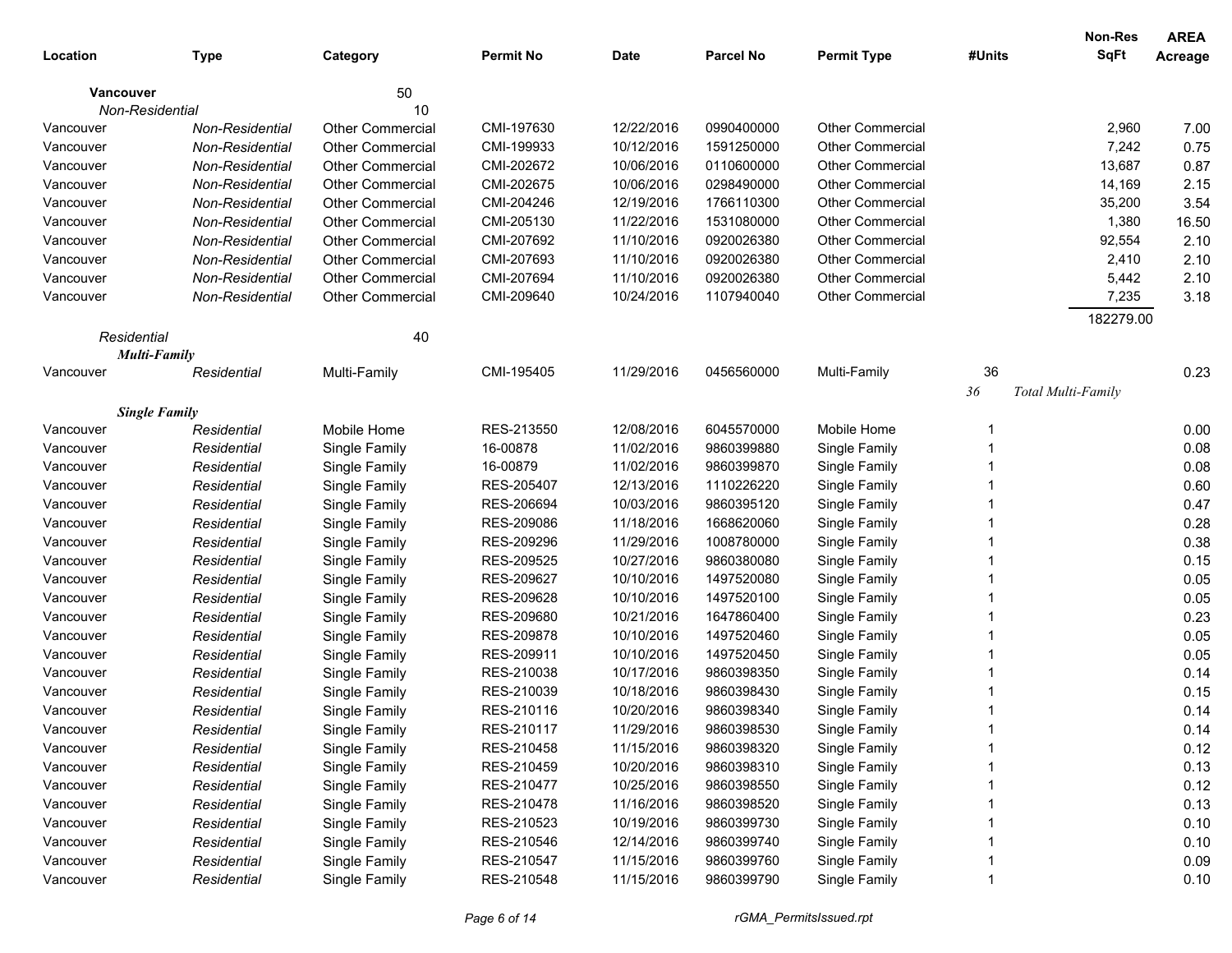| Location | Type | Category | Permit No | Date | Parcel No | Permit Type | #Units | Non-Res SqFt | AREA Acreage |
|---|---|---|---|---|---|---|---|---|---|
| **Vancouver** | | 50 | | | | | | | |
| *Non-Residential* | | 10 | | | | | | | |
| Vancouver | *Non-Residential* | Other Commercial | CMI-197630 | 12/22/2016 | 0990400000 | Other Commercial | | 2,960 | 7.00 |
| Vancouver | *Non-Residential* | Other Commercial | CMI-199933 | 10/12/2016 | 1591250000 | Other Commercial | | 7,242 | 0.75 |
| Vancouver | *Non-Residential* | Other Commercial | CMI-202672 | 10/06/2016 | 0110600000 | Other Commercial | | 13,687 | 0.87 |
| Vancouver | *Non-Residential* | Other Commercial | CMI-202675 | 10/06/2016 | 0298490000 | Other Commercial | | 14,169 | 2.15 |
| Vancouver | *Non-Residential* | Other Commercial | CMI-204246 | 12/19/2016 | 1766110300 | Other Commercial | | 35,200 | 3.54 |
| Vancouver | *Non-Residential* | Other Commercial | CMI-205130 | 11/22/2016 | 1531080000 | Other Commercial | | 1,380 | 16.50 |
| Vancouver | *Non-Residential* | Other Commercial | CMI-207692 | 11/10/2016 | 0920026380 | Other Commercial | | 92,554 | 2.10 |
| Vancouver | *Non-Residential* | Other Commercial | CMI-207693 | 11/10/2016 | 0920026380 | Other Commercial | | 2,410 | 2.10 |
| Vancouver | *Non-Residential* | Other Commercial | CMI-207694 | 11/10/2016 | 0920026380 | Other Commercial | | 5,442 | 2.10 |
| Vancouver | *Non-Residential* | Other Commercial | CMI-209640 | 10/24/2016 | 1107940040 | Other Commercial | | 7,235 | 3.18 |
| | | | | | | | | 182279.00 | |
| *Residential* | | 40 | | | | | | | |
| ***Multi-Family*** | | | | | | | | | |
| Vancouver | *Residential* | Multi-Family | CMI-195405 | 11/29/2016 | 0456560000 | Multi-Family | 36 | | 0.23 |
| | | | | | | | *36* | *Total Multi-Family* | |
| ***Single Family*** | | | | | | | | | |
| Vancouver | *Residential* | Mobile Home | RES-213550 | 12/08/2016 | 6045570000 | Mobile Home | 1 | | 0.00 |
| Vancouver | *Residential* | Single Family | 16-00878 | 11/02/2016 | 9860399880 | Single Family | 1 | | 0.08 |
| Vancouver | *Residential* | Single Family | 16-00879 | 11/02/2016 | 9860399870 | Single Family | 1 | | 0.08 |
| Vancouver | *Residential* | Single Family | RES-205407 | 12/13/2016 | 1110226220 | Single Family | 1 | | 0.60 |
| Vancouver | *Residential* | Single Family | RES-206694 | 10/03/2016 | 9860395120 | Single Family | 1 | | 0.47 |
| Vancouver | *Residential* | Single Family | RES-209086 | 11/18/2016 | 1668620060 | Single Family | 1 | | 0.28 |
| Vancouver | *Residential* | Single Family | RES-209296 | 11/29/2016 | 1008780000 | Single Family | 1 | | 0.38 |
| Vancouver | *Residential* | Single Family | RES-209525 | 10/27/2016 | 9860380080 | Single Family | 1 | | 0.15 |
| Vancouver | *Residential* | Single Family | RES-209627 | 10/10/2016 | 1497520080 | Single Family | 1 | | 0.05 |
| Vancouver | *Residential* | Single Family | RES-209628 | 10/10/2016 | 1497520100 | Single Family | 1 | | 0.05 |
| Vancouver | *Residential* | Single Family | RES-209680 | 10/21/2016 | 1647860400 | Single Family | 1 | | 0.23 |
| Vancouver | *Residential* | Single Family | RES-209878 | 10/10/2016 | 1497520460 | Single Family | 1 | | 0.05 |
| Vancouver | *Residential* | Single Family | RES-209911 | 10/10/2016 | 1497520450 | Single Family | 1 | | 0.05 |
| Vancouver | *Residential* | Single Family | RES-210038 | 10/17/2016 | 9860398350 | Single Family | 1 | | 0.14 |
| Vancouver | *Residential* | Single Family | RES-210039 | 10/18/2016 | 9860398430 | Single Family | 1 | | 0.15 |
| Vancouver | *Residential* | Single Family | RES-210116 | 10/20/2016 | 9860398340 | Single Family | 1 | | 0.14 |
| Vancouver | *Residential* | Single Family | RES-210117 | 11/29/2016 | 9860398530 | Single Family | 1 | | 0.14 |
| Vancouver | *Residential* | Single Family | RES-210458 | 11/15/2016 | 9860398320 | Single Family | 1 | | 0.12 |
| Vancouver | *Residential* | Single Family | RES-210459 | 10/20/2016 | 9860398310 | Single Family | 1 | | 0.13 |
| Vancouver | *Residential* | Single Family | RES-210477 | 10/25/2016 | 9860398550 | Single Family | 1 | | 0.12 |
| Vancouver | *Residential* | Single Family | RES-210478 | 11/16/2016 | 9860398520 | Single Family | 1 | | 0.13 |
| Vancouver | *Residential* | Single Family | RES-210523 | 10/19/2016 | 9860399730 | Single Family | 1 | | 0.10 |
| Vancouver | *Residential* | Single Family | RES-210546 | 12/14/2016 | 9860399740 | Single Family | 1 | | 0.10 |
| Vancouver | *Residential* | Single Family | RES-210547 | 11/15/2016 | 9860399760 | Single Family | 1 | | 0.09 |
| Vancouver | *Residential* | Single Family | RES-210548 | 11/15/2016 | 9860399790 | Single Family | 1 | | 0.10 |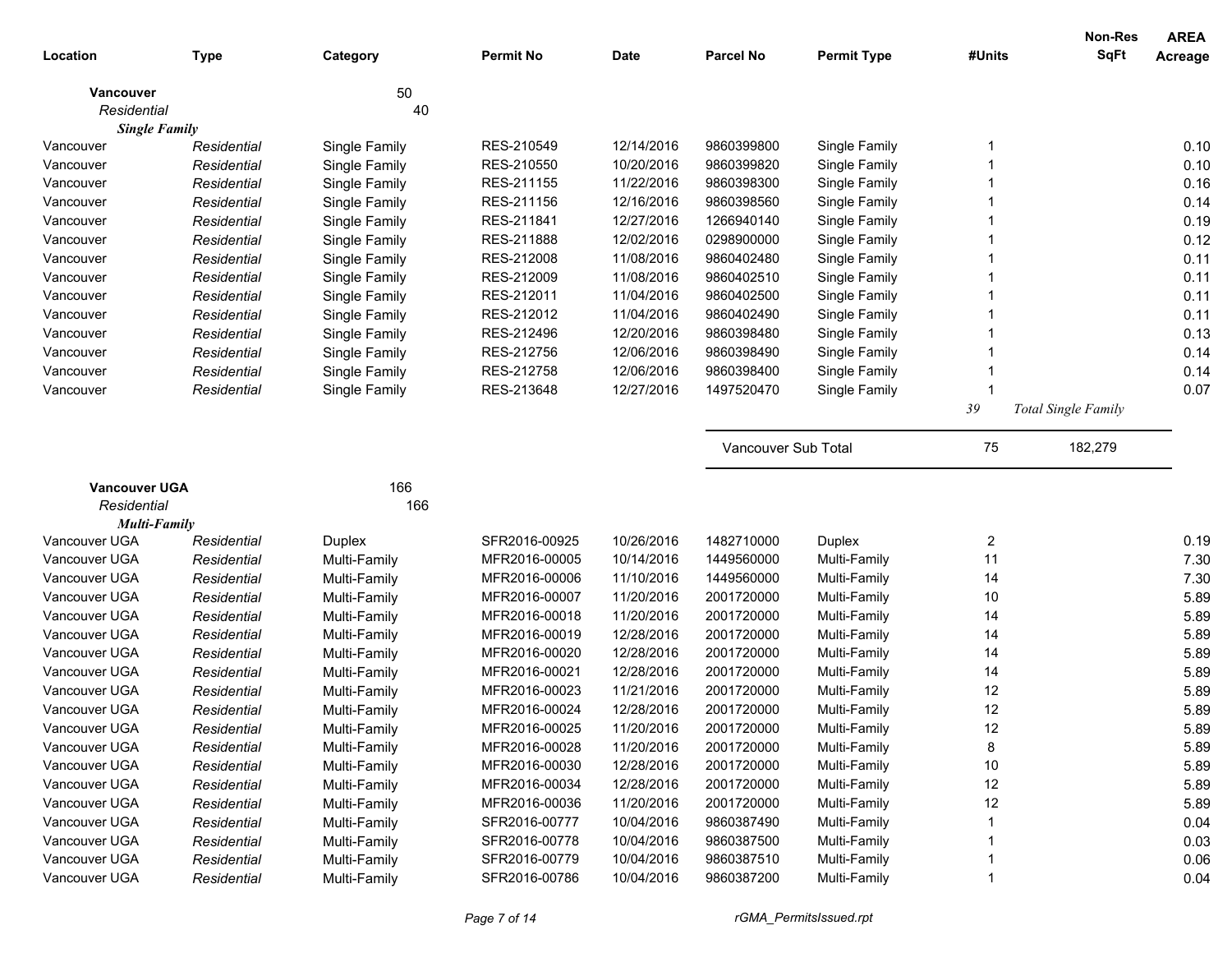| Location | Type | Category | Permit No | Date | Parcel No | Permit Type | #Units | Non-Res SqFt | AREA Acreage |
|---|---|---|---|---|---|---|---|---|---|
| **Vancouver** | | 50 | | | | | | | |
| *Residential* | | 40 | | | | | | | |
| ***Single Family*** | | | | | | | | | |
| Vancouver | *Residential* | Single Family | RES-210549 | 12/14/2016 | 9860399800 | Single Family | 1 | | 0.10 |
| Vancouver | *Residential* | Single Family | RES-210550 | 10/20/2016 | 9860399820 | Single Family | 1 | | 0.10 |
| Vancouver | *Residential* | Single Family | RES-211155 | 11/22/2016 | 9860398300 | Single Family | 1 | | 0.16 |
| Vancouver | *Residential* | Single Family | RES-211156 | 12/16/2016 | 9860398560 | Single Family | 1 | | 0.14 |
| Vancouver | *Residential* | Single Family | RES-211841 | 12/27/2016 | 1266940140 | Single Family | 1 | | 0.19 |
| Vancouver | *Residential* | Single Family | RES-211888 | 12/02/2016 | 0298900000 | Single Family | 1 | | 0.12 |
| Vancouver | *Residential* | Single Family | RES-212008 | 11/08/2016 | 9860402480 | Single Family | 1 | | 0.11 |
| Vancouver | *Residential* | Single Family | RES-212009 | 11/08/2016 | 9860402510 | Single Family | 1 | | 0.11 |
| Vancouver | *Residential* | Single Family | RES-212011 | 11/04/2016 | 9860402500 | Single Family | 1 | | 0.11 |
| Vancouver | *Residential* | Single Family | RES-212012 | 11/04/2016 | 9860402490 | Single Family | 1 | | 0.11 |
| Vancouver | *Residential* | Single Family | RES-212496 | 12/20/2016 | 9860398480 | Single Family | 1 | | 0.13 |
| Vancouver | *Residential* | Single Family | RES-212756 | 12/06/2016 | 9860398490 | Single Family | 1 | | 0.14 |
| Vancouver | *Residential* | Single Family | RES-212758 | 12/06/2016 | 9860398400 | Single Family | 1 | | 0.14 |
| Vancouver | *Residential* | Single Family | RES-213648 | 12/27/2016 | 1497520470 | Single Family | 1 | | 0.07 |
| | | | | | | | *39* | *Total Single Family* | |
| | | | | | Vancouver Sub Total | | 75 | 182,279 | |
| **Vancouver UGA** | | 166 | | | | | | | |
| *Residential* | | 166 | | | | | | | |
| ***Multi-Family*** | | | | | | | | | |
| Vancouver UGA | *Residential* | Duplex | SFR2016-00925 | 10/26/2016 | 1482710000 | Duplex | 2 | | 0.19 |
| Vancouver UGA | *Residential* | Multi-Family | MFR2016-00005 | 10/14/2016 | 1449560000 | Multi-Family | 11 | | 7.30 |
| Vancouver UGA | *Residential* | Multi-Family | MFR2016-00006 | 11/10/2016 | 1449560000 | Multi-Family | 14 | | 7.30 |
| Vancouver UGA | *Residential* | Multi-Family | MFR2016-00007 | 11/20/2016 | 2001720000 | Multi-Family | 10 | | 5.89 |
| Vancouver UGA | *Residential* | Multi-Family | MFR2016-00018 | 11/20/2016 | 2001720000 | Multi-Family | 14 | | 5.89 |
| Vancouver UGA | *Residential* | Multi-Family | MFR2016-00019 | 12/28/2016 | 2001720000 | Multi-Family | 14 | | 5.89 |
| Vancouver UGA | *Residential* | Multi-Family | MFR2016-00020 | 12/28/2016 | 2001720000 | Multi-Family | 14 | | 5.89 |
| Vancouver UGA | *Residential* | Multi-Family | MFR2016-00021 | 12/28/2016 | 2001720000 | Multi-Family | 14 | | 5.89 |
| Vancouver UGA | *Residential* | Multi-Family | MFR2016-00023 | 11/21/2016 | 2001720000 | Multi-Family | 12 | | 5.89 |
| Vancouver UGA | *Residential* | Multi-Family | MFR2016-00024 | 12/28/2016 | 2001720000 | Multi-Family | 12 | | 5.89 |
| Vancouver UGA | *Residential* | Multi-Family | MFR2016-00025 | 11/20/2016 | 2001720000 | Multi-Family | 12 | | 5.89 |
| Vancouver UGA | *Residential* | Multi-Family | MFR2016-00028 | 11/20/2016 | 2001720000 | Multi-Family | 8 | | 5.89 |
| Vancouver UGA | *Residential* | Multi-Family | MFR2016-00030 | 12/28/2016 | 2001720000 | Multi-Family | 10 | | 5.89 |
| Vancouver UGA | *Residential* | Multi-Family | MFR2016-00034 | 12/28/2016 | 2001720000 | Multi-Family | 12 | | 5.89 |
| Vancouver UGA | *Residential* | Multi-Family | MFR2016-00036 | 11/20/2016 | 2001720000 | Multi-Family | 12 | | 5.89 |
| Vancouver UGA | *Residential* | Multi-Family | SFR2016-00777 | 10/04/2016 | 9860387490 | Multi-Family | 1 | | 0.04 |
| Vancouver UGA | *Residential* | Multi-Family | SFR2016-00778 | 10/04/2016 | 9860387500 | Multi-Family | 1 | | 0.03 |
| Vancouver UGA | *Residential* | Multi-Family | SFR2016-00779 | 10/04/2016 | 9860387510 | Multi-Family | 1 | | 0.06 |
| Vancouver UGA | *Residential* | Multi-Family | SFR2016-00786 | 10/04/2016 | 9860387200 | Multi-Family | 1 | | 0.04 |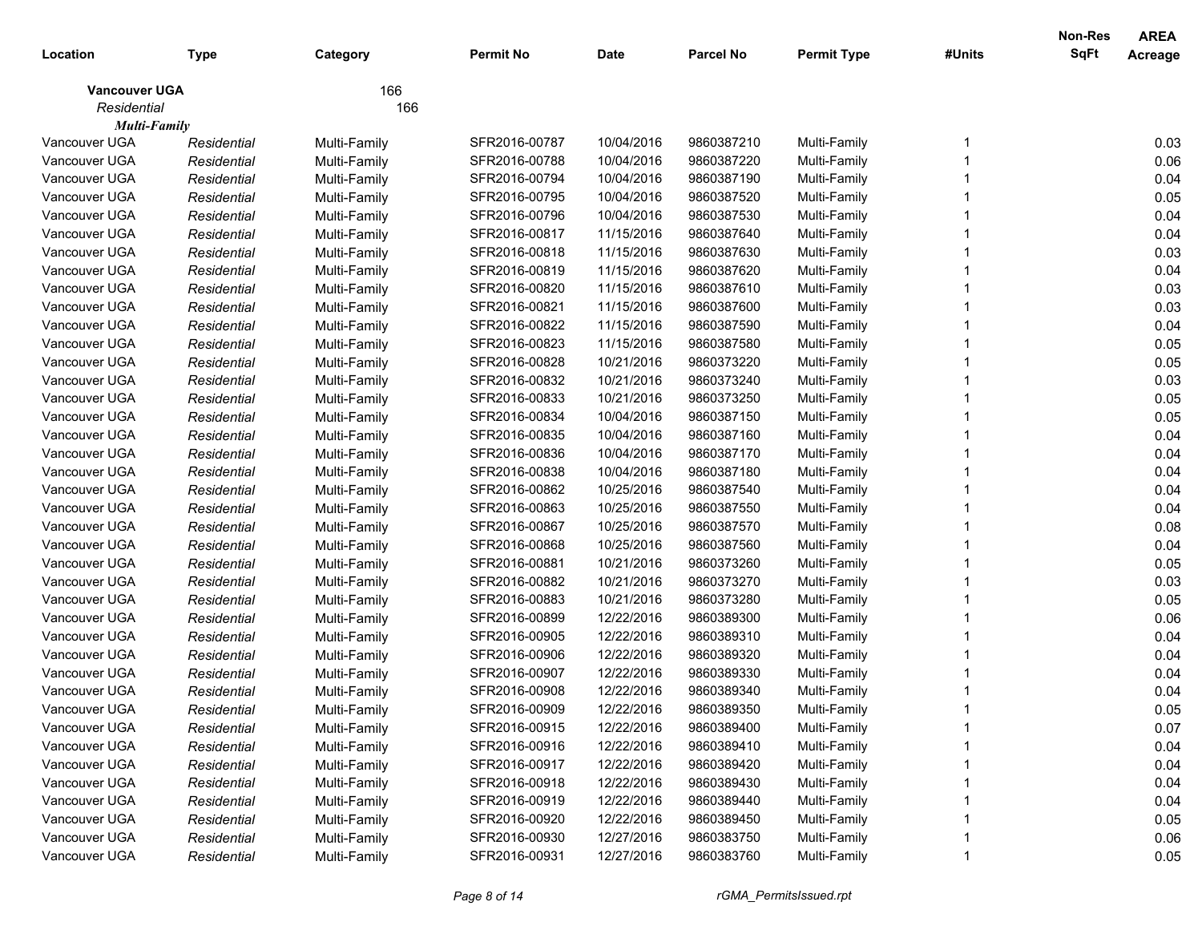| Location | Type | Category | Permit No | Date | Parcel No | Permit Type | #Units | Non-Res SqFt | AREA Acreage |
|---|---|---|---|---|---|---|---|---|---|
| **Vancouver UGA** | | 166 | | | | | | | |
| *Residential* | | 166 | | | | | | | |
| ***Multi-Family*** | | | | | | | | | |
| Vancouver UGA | *Residential* | Multi-Family | SFR2016-00787 | 10/04/2016 | 9860387210 | Multi-Family | 1 | | 0.03 |
| Vancouver UGA | *Residential* | Multi-Family | SFR2016-00788 | 10/04/2016 | 9860387220 | Multi-Family | 1 | | 0.06 |
| Vancouver UGA | *Residential* | Multi-Family | SFR2016-00794 | 10/04/2016 | 9860387190 | Multi-Family | 1 | | 0.04 |
| Vancouver UGA | *Residential* | Multi-Family | SFR2016-00795 | 10/04/2016 | 9860387520 | Multi-Family | 1 | | 0.05 |
| Vancouver UGA | *Residential* | Multi-Family | SFR2016-00796 | 10/04/2016 | 9860387530 | Multi-Family | 1 | | 0.04 |
| Vancouver UGA | *Residential* | Multi-Family | SFR2016-00817 | 11/15/2016 | 9860387640 | Multi-Family | 1 | | 0.04 |
| Vancouver UGA | *Residential* | Multi-Family | SFR2016-00818 | 11/15/2016 | 9860387630 | Multi-Family | 1 | | 0.03 |
| Vancouver UGA | *Residential* | Multi-Family | SFR2016-00819 | 11/15/2016 | 9860387620 | Multi-Family | 1 | | 0.04 |
| Vancouver UGA | *Residential* | Multi-Family | SFR2016-00820 | 11/15/2016 | 9860387610 | Multi-Family | 1 | | 0.03 |
| Vancouver UGA | *Residential* | Multi-Family | SFR2016-00821 | 11/15/2016 | 9860387600 | Multi-Family | 1 | | 0.03 |
| Vancouver UGA | *Residential* | Multi-Family | SFR2016-00822 | 11/15/2016 | 9860387590 | Multi-Family | 1 | | 0.04 |
| Vancouver UGA | *Residential* | Multi-Family | SFR2016-00823 | 11/15/2016 | 9860387580 | Multi-Family | 1 | | 0.05 |
| Vancouver UGA | *Residential* | Multi-Family | SFR2016-00828 | 10/21/2016 | 9860373220 | Multi-Family | 1 | | 0.05 |
| Vancouver UGA | *Residential* | Multi-Family | SFR2016-00832 | 10/21/2016 | 9860373240 | Multi-Family | 1 | | 0.03 |
| Vancouver UGA | *Residential* | Multi-Family | SFR2016-00833 | 10/21/2016 | 9860373250 | Multi-Family | 1 | | 0.05 |
| Vancouver UGA | *Residential* | Multi-Family | SFR2016-00834 | 10/04/2016 | 9860387150 | Multi-Family | 1 | | 0.05 |
| Vancouver UGA | *Residential* | Multi-Family | SFR2016-00835 | 10/04/2016 | 9860387160 | Multi-Family | 1 | | 0.04 |
| Vancouver UGA | *Residential* | Multi-Family | SFR2016-00836 | 10/04/2016 | 9860387170 | Multi-Family | 1 | | 0.04 |
| Vancouver UGA | *Residential* | Multi-Family | SFR2016-00838 | 10/04/2016 | 9860387180 | Multi-Family | 1 | | 0.04 |
| Vancouver UGA | *Residential* | Multi-Family | SFR2016-00862 | 10/25/2016 | 9860387540 | Multi-Family | 1 | | 0.04 |
| Vancouver UGA | *Residential* | Multi-Family | SFR2016-00863 | 10/25/2016 | 9860387550 | Multi-Family | 1 | | 0.04 |
| Vancouver UGA | *Residential* | Multi-Family | SFR2016-00867 | 10/25/2016 | 9860387570 | Multi-Family | 1 | | 0.08 |
| Vancouver UGA | *Residential* | Multi-Family | SFR2016-00868 | 10/25/2016 | 9860387560 | Multi-Family | 1 | | 0.04 |
| Vancouver UGA | *Residential* | Multi-Family | SFR2016-00881 | 10/21/2016 | 9860373260 | Multi-Family | 1 | | 0.05 |
| Vancouver UGA | *Residential* | Multi-Family | SFR2016-00882 | 10/21/2016 | 9860373270 | Multi-Family | 1 | | 0.03 |
| Vancouver UGA | *Residential* | Multi-Family | SFR2016-00883 | 10/21/2016 | 9860373280 | Multi-Family | 1 | | 0.05 |
| Vancouver UGA | *Residential* | Multi-Family | SFR2016-00899 | 12/22/2016 | 9860389300 | Multi-Family | 1 | | 0.06 |
| Vancouver UGA | *Residential* | Multi-Family | SFR2016-00905 | 12/22/2016 | 9860389310 | Multi-Family | 1 | | 0.04 |
| Vancouver UGA | *Residential* | Multi-Family | SFR2016-00906 | 12/22/2016 | 9860389320 | Multi-Family | 1 | | 0.04 |
| Vancouver UGA | *Residential* | Multi-Family | SFR2016-00907 | 12/22/2016 | 9860389330 | Multi-Family | 1 | | 0.04 |
| Vancouver UGA | *Residential* | Multi-Family | SFR2016-00908 | 12/22/2016 | 9860389340 | Multi-Family | 1 | | 0.04 |
| Vancouver UGA | *Residential* | Multi-Family | SFR2016-00909 | 12/22/2016 | 9860389350 | Multi-Family | 1 | | 0.05 |
| Vancouver UGA | *Residential* | Multi-Family | SFR2016-00915 | 12/22/2016 | 9860389400 | Multi-Family | 1 | | 0.07 |
| Vancouver UGA | *Residential* | Multi-Family | SFR2016-00916 | 12/22/2016 | 9860389410 | Multi-Family | 1 | | 0.04 |
| Vancouver UGA | *Residential* | Multi-Family | SFR2016-00917 | 12/22/2016 | 9860389420 | Multi-Family | 1 | | 0.04 |
| Vancouver UGA | *Residential* | Multi-Family | SFR2016-00918 | 12/22/2016 | 9860389430 | Multi-Family | 1 | | 0.04 |
| Vancouver UGA | *Residential* | Multi-Family | SFR2016-00919 | 12/22/2016 | 9860389440 | Multi-Family | 1 | | 0.04 |
| Vancouver UGA | *Residential* | Multi-Family | SFR2016-00920 | 12/22/2016 | 9860389450 | Multi-Family | 1 | | 0.05 |
| Vancouver UGA | *Residential* | Multi-Family | SFR2016-00930 | 12/27/2016 | 9860383750 | Multi-Family | 1 | | 0.06 |
| Vancouver UGA | *Residential* | Multi-Family | SFR2016-00931 | 12/27/2016 | 9860383760 | Multi-Family | 1 | | 0.05 |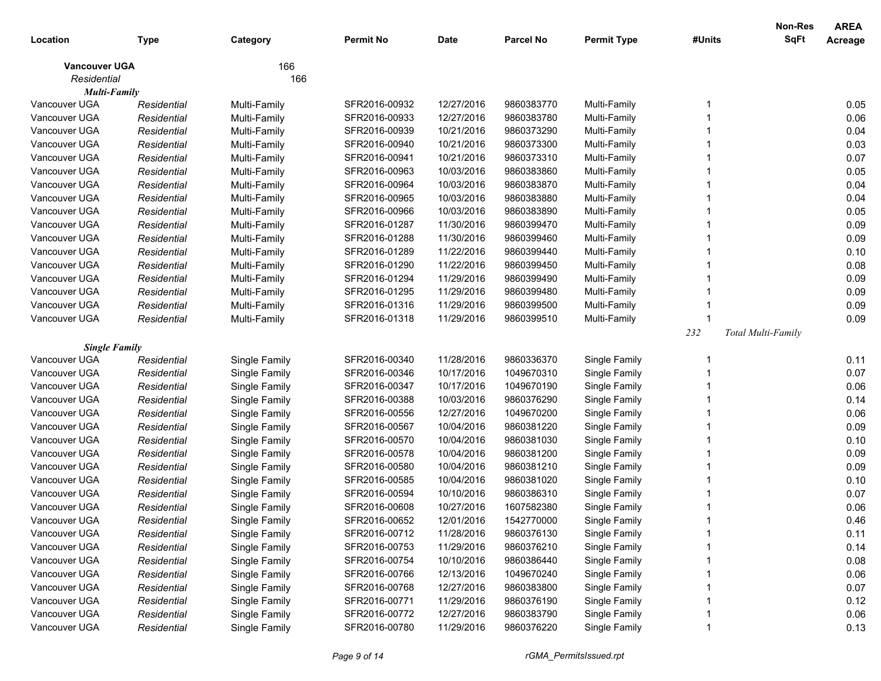| Location | Type | Category | Permit No | Date | Parcel No | Permit Type | #Units | Non-Res SqFt | AREA Acreage |
|---|---|---|---|---|---|---|---|---|---|
| **Vancouver UGA** | | 166 | | | | | | | |
| *Residential* | | 166 | | | | | | | |
| ***Multi-Family*** | | | | | | | | | |
| Vancouver UGA | *Residential* | Multi-Family | SFR2016-00932 | 12/27/2016 | 9860383770 | Multi-Family | 1 | | 0.05 |
| Vancouver UGA | *Residential* | Multi-Family | SFR2016-00933 | 12/27/2016 | 9860383780 | Multi-Family | 1 | | 0.06 |
| Vancouver UGA | *Residential* | Multi-Family | SFR2016-00939 | 10/21/2016 | 9860373290 | Multi-Family | 1 | | 0.04 |
| Vancouver UGA | *Residential* | Multi-Family | SFR2016-00940 | 10/21/2016 | 9860373300 | Multi-Family | 1 | | 0.03 |
| Vancouver UGA | *Residential* | Multi-Family | SFR2016-00941 | 10/21/2016 | 9860373310 | Multi-Family | 1 | | 0.07 |
| Vancouver UGA | *Residential* | Multi-Family | SFR2016-00963 | 10/03/2016 | 9860383860 | Multi-Family | 1 | | 0.05 |
| Vancouver UGA | *Residential* | Multi-Family | SFR2016-00964 | 10/03/2016 | 9860383870 | Multi-Family | 1 | | 0.04 |
| Vancouver UGA | *Residential* | Multi-Family | SFR2016-00965 | 10/03/2016 | 9860383880 | Multi-Family | 1 | | 0.04 |
| Vancouver UGA | *Residential* | Multi-Family | SFR2016-00966 | 10/03/2016 | 9860383890 | Multi-Family | 1 | | 0.05 |
| Vancouver UGA | *Residential* | Multi-Family | SFR2016-01287 | 11/30/2016 | 9860399470 | Multi-Family | 1 | | 0.09 |
| Vancouver UGA | *Residential* | Multi-Family | SFR2016-01288 | 11/30/2016 | 9860399460 | Multi-Family | 1 | | 0.09 |
| Vancouver UGA | *Residential* | Multi-Family | SFR2016-01289 | 11/22/2016 | 9860399440 | Multi-Family | 1 | | 0.10 |
| Vancouver UGA | *Residential* | Multi-Family | SFR2016-01290 | 11/22/2016 | 9860399450 | Multi-Family | 1 | | 0.08 |
| Vancouver UGA | *Residential* | Multi-Family | SFR2016-01294 | 11/29/2016 | 9860399490 | Multi-Family | 1 | | 0.09 |
| Vancouver UGA | *Residential* | Multi-Family | SFR2016-01295 | 11/29/2016 | 9860399480 | Multi-Family | 1 | | 0.09 |
| Vancouver UGA | *Residential* | Multi-Family | SFR2016-01316 | 11/29/2016 | 9860399500 | Multi-Family | 1 | | 0.09 |
| Vancouver UGA | *Residential* | Multi-Family | SFR2016-01318 | 11/29/2016 | 9860399510 | Multi-Family | 1 | | 0.09 |
| | | | | | | | *232* | *Total Multi-Family* | |
| ***Single Family*** | | | | | | | | | |
| Vancouver UGA | *Residential* | Single Family | SFR2016-00340 | 11/28/2016 | 9860336370 | Single Family | 1 | | 0.11 |
| Vancouver UGA | *Residential* | Single Family | SFR2016-00346 | 10/17/2016 | 1049670310 | Single Family | 1 | | 0.07 |
| Vancouver UGA | *Residential* | Single Family | SFR2016-00347 | 10/17/2016 | 1049670190 | Single Family | 1 | | 0.06 |
| Vancouver UGA | *Residential* | Single Family | SFR2016-00388 | 10/03/2016 | 9860376290 | Single Family | 1 | | 0.14 |
| Vancouver UGA | *Residential* | Single Family | SFR2016-00556 | 12/27/2016 | 1049670200 | Single Family | 1 | | 0.06 |
| Vancouver UGA | *Residential* | Single Family | SFR2016-00567 | 10/04/2016 | 9860381220 | Single Family | 1 | | 0.09 |
| Vancouver UGA | *Residential* | Single Family | SFR2016-00570 | 10/04/2016 | 9860381030 | Single Family | 1 | | 0.10 |
| Vancouver UGA | *Residential* | Single Family | SFR2016-00578 | 10/04/2016 | 9860381200 | Single Family | 1 | | 0.09 |
| Vancouver UGA | *Residential* | Single Family | SFR2016-00580 | 10/04/2016 | 9860381210 | Single Family | 1 | | 0.09 |
| Vancouver UGA | *Residential* | Single Family | SFR2016-00585 | 10/04/2016 | 9860381020 | Single Family | 1 | | 0.10 |
| Vancouver UGA | *Residential* | Single Family | SFR2016-00594 | 10/10/2016 | 9860386310 | Single Family | 1 | | 0.07 |
| Vancouver UGA | *Residential* | Single Family | SFR2016-00608 | 10/27/2016 | 1607582380 | Single Family | 1 | | 0.06 |
| Vancouver UGA | *Residential* | Single Family | SFR2016-00652 | 12/01/2016 | 1542770000 | Single Family | 1 | | 0.46 |
| Vancouver UGA | *Residential* | Single Family | SFR2016-00712 | 11/28/2016 | 9860376130 | Single Family | 1 | | 0.11 |
| Vancouver UGA | *Residential* | Single Family | SFR2016-00753 | 11/29/2016 | 9860376210 | Single Family | 1 | | 0.14 |
| Vancouver UGA | *Residential* | Single Family | SFR2016-00754 | 10/10/2016 | 9860386440 | Single Family | 1 | | 0.08 |
| Vancouver UGA | *Residential* | Single Family | SFR2016-00766 | 12/13/2016 | 1049670240 | Single Family | 1 | | 0.06 |
| Vancouver UGA | *Residential* | Single Family | SFR2016-00768 | 12/27/2016 | 9860383800 | Single Family | 1 | | 0.07 |
| Vancouver UGA | *Residential* | Single Family | SFR2016-00771 | 11/29/2016 | 9860376190 | Single Family | 1 | | 0.12 |
| Vancouver UGA | *Residential* | Single Family | SFR2016-00772 | 12/27/2016 | 9860383790 | Single Family | 1 | | 0.06 |
| Vancouver UGA | *Residential* | Single Family | SFR2016-00780 | 11/29/2016 | 9860376220 | Single Family | 1 | | 0.13 |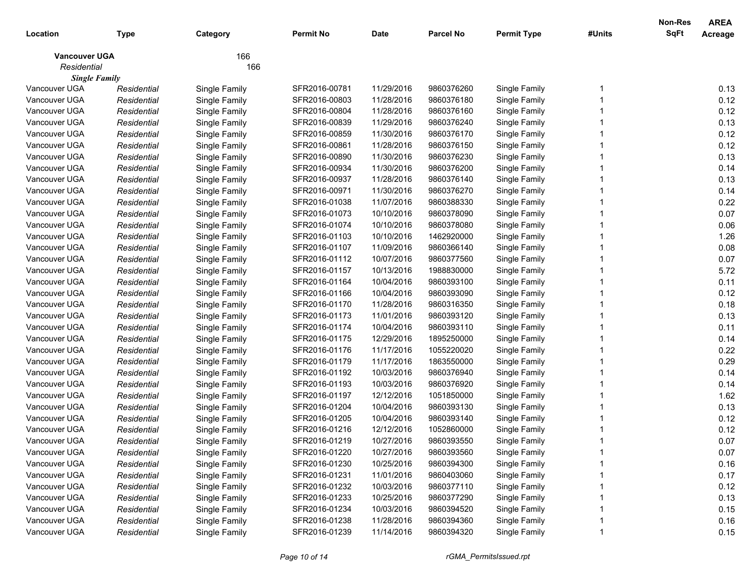| Location | Type | Category | Permit No | Date | Parcel No | Permit Type | #Units | Non-Res SqFt | AREA Acreage |
|---|---|---|---|---|---|---|---|---|---|
| **Vancouver UGA** | | 166 | | | | | | | |
| *Residential* | | 166 | | | | | | | |
| ***Single Family*** | | | | | | | | | |
| Vancouver UGA | *Residential* | Single Family | SFR2016-00781 | 11/29/2016 | 9860376260 | Single Family | 1 | | 0.13 |
| Vancouver UGA | *Residential* | Single Family | SFR2016-00803 | 11/28/2016 | 9860376180 | Single Family | 1 | | 0.12 |
| Vancouver UGA | *Residential* | Single Family | SFR2016-00804 | 11/28/2016 | 9860376160 | Single Family | 1 | | 0.12 |
| Vancouver UGA | *Residential* | Single Family | SFR2016-00839 | 11/29/2016 | 9860376240 | Single Family | 1 | | 0.13 |
| Vancouver UGA | *Residential* | Single Family | SFR2016-00859 | 11/30/2016 | 9860376170 | Single Family | 1 | | 0.12 |
| Vancouver UGA | *Residential* | Single Family | SFR2016-00861 | 11/28/2016 | 9860376150 | Single Family | 1 | | 0.12 |
| Vancouver UGA | *Residential* | Single Family | SFR2016-00890 | 11/30/2016 | 9860376230 | Single Family | 1 | | 0.13 |
| Vancouver UGA | *Residential* | Single Family | SFR2016-00934 | 11/30/2016 | 9860376200 | Single Family | 1 | | 0.14 |
| Vancouver UGA | *Residential* | Single Family | SFR2016-00937 | 11/28/2016 | 9860376140 | Single Family | 1 | | 0.13 |
| Vancouver UGA | *Residential* | Single Family | SFR2016-00971 | 11/30/2016 | 9860376270 | Single Family | 1 | | 0.14 |
| Vancouver UGA | *Residential* | Single Family | SFR2016-01038 | 11/07/2016 | 9860388330 | Single Family | 1 | | 0.22 |
| Vancouver UGA | *Residential* | Single Family | SFR2016-01073 | 10/10/2016 | 9860378090 | Single Family | 1 | | 0.07 |
| Vancouver UGA | *Residential* | Single Family | SFR2016-01074 | 10/10/2016 | 9860378080 | Single Family | 1 | | 0.06 |
| Vancouver UGA | *Residential* | Single Family | SFR2016-01103 | 10/10/2016 | 1462920000 | Single Family | 1 | | 1.26 |
| Vancouver UGA | *Residential* | Single Family | SFR2016-01107 | 11/09/2016 | 9860366140 | Single Family | 1 | | 0.08 |
| Vancouver UGA | *Residential* | Single Family | SFR2016-01112 | 10/07/2016 | 9860377560 | Single Family | 1 | | 0.07 |
| Vancouver UGA | *Residential* | Single Family | SFR2016-01157 | 10/13/2016 | 1988830000 | Single Family | 1 | | 5.72 |
| Vancouver UGA | *Residential* | Single Family | SFR2016-01164 | 10/04/2016 | 9860393100 | Single Family | 1 | | 0.11 |
| Vancouver UGA | *Residential* | Single Family | SFR2016-01166 | 10/04/2016 | 9860393090 | Single Family | 1 | | 0.12 |
| Vancouver UGA | *Residential* | Single Family | SFR2016-01170 | 11/28/2016 | 9860316350 | Single Family | 1 | | 0.18 |
| Vancouver UGA | *Residential* | Single Family | SFR2016-01173 | 11/01/2016 | 9860393120 | Single Family | 1 | | 0.13 |
| Vancouver UGA | *Residential* | Single Family | SFR2016-01174 | 10/04/2016 | 9860393110 | Single Family | 1 | | 0.11 |
| Vancouver UGA | *Residential* | Single Family | SFR2016-01175 | 12/29/2016 | 1895250000 | Single Family | 1 | | 0.14 |
| Vancouver UGA | *Residential* | Single Family | SFR2016-01176 | 11/17/2016 | 1055220020 | Single Family | 1 | | 0.22 |
| Vancouver UGA | *Residential* | Single Family | SFR2016-01179 | 11/17/2016 | 1863550000 | Single Family | 1 | | 0.29 |
| Vancouver UGA | *Residential* | Single Family | SFR2016-01192 | 10/03/2016 | 9860376940 | Single Family | 1 | | 0.14 |
| Vancouver UGA | *Residential* | Single Family | SFR2016-01193 | 10/03/2016 | 9860376920 | Single Family | 1 | | 0.14 |
| Vancouver UGA | *Residential* | Single Family | SFR2016-01197 | 12/12/2016 | 1051850000 | Single Family | 1 | | 1.62 |
| Vancouver UGA | *Residential* | Single Family | SFR2016-01204 | 10/04/2016 | 9860393130 | Single Family | 1 | | 0.13 |
| Vancouver UGA | *Residential* | Single Family | SFR2016-01205 | 10/04/2016 | 9860393140 | Single Family | 1 | | 0.12 |
| Vancouver UGA | *Residential* | Single Family | SFR2016-01216 | 12/12/2016 | 1052860000 | Single Family | 1 | | 0.12 |
| Vancouver UGA | *Residential* | Single Family | SFR2016-01219 | 10/27/2016 | 9860393550 | Single Family | 1 | | 0.07 |
| Vancouver UGA | *Residential* | Single Family | SFR2016-01220 | 10/27/2016 | 9860393560 | Single Family | 1 | | 0.07 |
| Vancouver UGA | *Residential* | Single Family | SFR2016-01230 | 10/25/2016 | 9860394300 | Single Family | 1 | | 0.16 |
| Vancouver UGA | *Residential* | Single Family | SFR2016-01231 | 11/01/2016 | 9860403060 | Single Family | 1 | | 0.17 |
| Vancouver UGA | *Residential* | Single Family | SFR2016-01232 | 10/03/2016 | 9860377110 | Single Family | 1 | | 0.12 |
| Vancouver UGA | *Residential* | Single Family | SFR2016-01233 | 10/25/2016 | 9860377290 | Single Family | 1 | | 0.13 |
| Vancouver UGA | *Residential* | Single Family | SFR2016-01234 | 10/03/2016 | 9860394520 | Single Family | 1 | | 0.15 |
| Vancouver UGA | *Residential* | Single Family | SFR2016-01238 | 11/28/2016 | 9860394360 | Single Family | 1 | | 0.16 |
| Vancouver UGA | *Residential* | Single Family | SFR2016-01239 | 11/14/2016 | 9860394320 | Single Family | 1 | | 0.15 |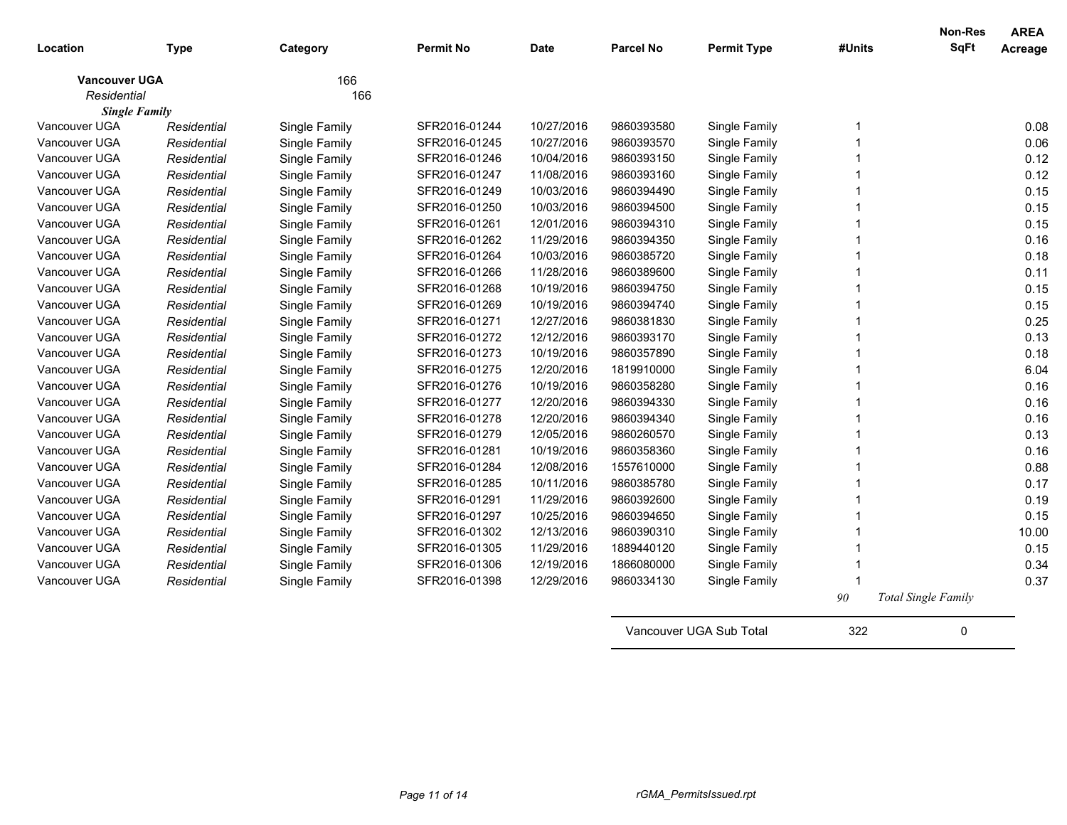| Location | Type | Category | Permit No | Date | Parcel No | Permit Type | #Units | Non-Res SqFt | AREA Acreage |
|---|---|---|---|---|---|---|---|---|---|
| **Vancouver UGA** | | 166 | | | | | | | |
| *Residential* | | 166 | | | | | | | |
| ***Single Family*** | | | | | | | | | |
| Vancouver UGA | *Residential* | Single Family | SFR2016-01244 | 10/27/2016 | 9860393580 | Single Family | 1 | | 0.08 |
| Vancouver UGA | *Residential* | Single Family | SFR2016-01245 | 10/27/2016 | 9860393570 | Single Family | 1 | | 0.06 |
| Vancouver UGA | *Residential* | Single Family | SFR2016-01246 | 10/04/2016 | 9860393150 | Single Family | 1 | | 0.12 |
| Vancouver UGA | *Residential* | Single Family | SFR2016-01247 | 11/08/2016 | 9860393160 | Single Family | 1 | | 0.12 |
| Vancouver UGA | *Residential* | Single Family | SFR2016-01249 | 10/03/2016 | 9860394490 | Single Family | 1 | | 0.15 |
| Vancouver UGA | *Residential* | Single Family | SFR2016-01250 | 10/03/2016 | 9860394500 | Single Family | 1 | | 0.15 |
| Vancouver UGA | *Residential* | Single Family | SFR2016-01261 | 12/01/2016 | 9860394310 | Single Family | 1 | | 0.15 |
| Vancouver UGA | *Residential* | Single Family | SFR2016-01262 | 11/29/2016 | 9860394350 | Single Family | 1 | | 0.16 |
| Vancouver UGA | *Residential* | Single Family | SFR2016-01264 | 10/03/2016 | 9860385720 | Single Family | 1 | | 0.18 |
| Vancouver UGA | *Residential* | Single Family | SFR2016-01266 | 11/28/2016 | 9860389600 | Single Family | 1 | | 0.11 |
| Vancouver UGA | *Residential* | Single Family | SFR2016-01268 | 10/19/2016 | 9860394750 | Single Family | 1 | | 0.15 |
| Vancouver UGA | *Residential* | Single Family | SFR2016-01269 | 10/19/2016 | 9860394740 | Single Family | 1 | | 0.15 |
| Vancouver UGA | *Residential* | Single Family | SFR2016-01271 | 12/27/2016 | 9860381830 | Single Family | 1 | | 0.25 |
| Vancouver UGA | *Residential* | Single Family | SFR2016-01272 | 12/12/2016 | 9860393170 | Single Family | 1 | | 0.13 |
| Vancouver UGA | *Residential* | Single Family | SFR2016-01273 | 10/19/2016 | 9860357890 | Single Family | 1 | | 0.18 |
| Vancouver UGA | *Residential* | Single Family | SFR2016-01275 | 12/20/2016 | 1819910000 | Single Family | 1 | | 6.04 |
| Vancouver UGA | *Residential* | Single Family | SFR2016-01276 | 10/19/2016 | 9860358280 | Single Family | 1 | | 0.16 |
| Vancouver UGA | *Residential* | Single Family | SFR2016-01277 | 12/20/2016 | 9860394330 | Single Family | 1 | | 0.16 |
| Vancouver UGA | *Residential* | Single Family | SFR2016-01278 | 12/20/2016 | 9860394340 | Single Family | 1 | | 0.16 |
| Vancouver UGA | *Residential* | Single Family | SFR2016-01279 | 12/05/2016 | 9860260570 | Single Family | 1 | | 0.13 |
| Vancouver UGA | *Residential* | Single Family | SFR2016-01281 | 10/19/2016 | 9860358360 | Single Family | 1 | | 0.16 |
| Vancouver UGA | *Residential* | Single Family | SFR2016-01284 | 12/08/2016 | 1557610000 | Single Family | 1 | | 0.88 |
| Vancouver UGA | *Residential* | Single Family | SFR2016-01285 | 10/11/2016 | 9860385780 | Single Family | 1 | | 0.17 |
| Vancouver UGA | *Residential* | Single Family | SFR2016-01291 | 11/29/2016 | 9860392600 | Single Family | 1 | | 0.19 |
| Vancouver UGA | *Residential* | Single Family | SFR2016-01297 | 10/25/2016 | 9860394650 | Single Family | 1 | | 0.15 |
| Vancouver UGA | *Residential* | Single Family | SFR2016-01302 | 12/13/2016 | 9860390310 | Single Family | 1 | | 10.00 |
| Vancouver UGA | *Residential* | Single Family | SFR2016-01305 | 11/29/2016 | 1889440120 | Single Family | 1 | | 0.15 |
| Vancouver UGA | *Residential* | Single Family | SFR2016-01306 | 12/19/2016 | 1866080000 | Single Family | 1 | | 0.34 |
| Vancouver UGA | *Residential* | Single Family | SFR2016-01398 | 12/29/2016 | 9860334130 | Single Family | 1 | | 0.37 |
| | | | | | | | *90* | *Total Single Family* | |
| | | | | | Vancouver UGA Sub Total | | 322 | 0 | |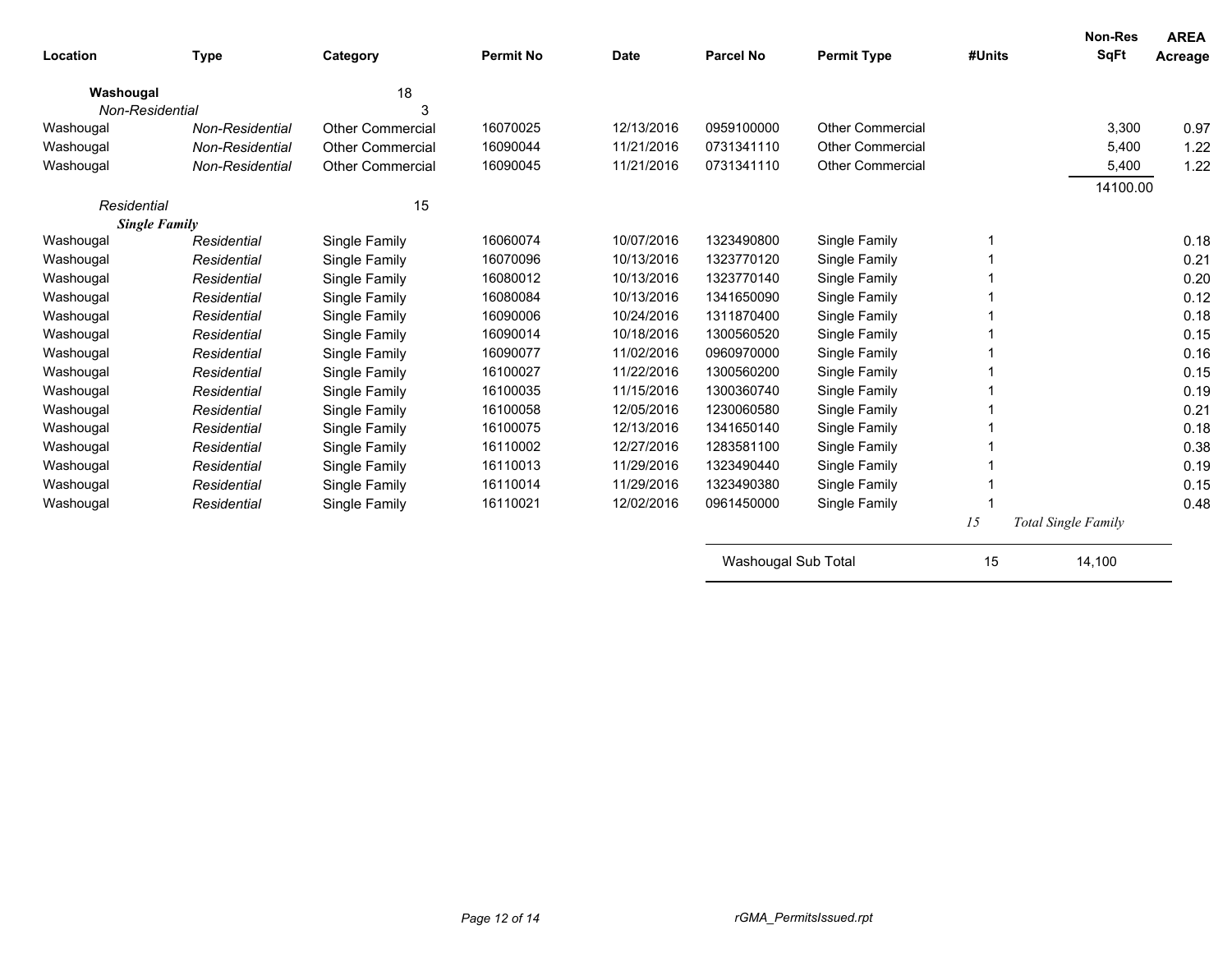| Location | Type | Category | Permit No | Date | Parcel No | Permit Type | #Units | Non-Res SqFt | AREA Acreage |
|---|---|---|---|---|---|---|---|---|---|
| **Washougal** | | 18 | | | | | | | |
| *Non-Residential* | | 3 | | | | | | | |
| Washougal | *Non-Residential* | Other Commercial | 16070025 | 12/13/2016 | 0959100000 | Other Commercial | | 3,300 | 0.97 |
| Washougal | *Non-Residential* | Other Commercial | 16090044 | 11/21/2016 | 0731341110 | Other Commercial | | 5,400 | 1.22 |
| Washougal | *Non-Residential* | Other Commercial | 16090045 | 11/21/2016 | 0731341110 | Other Commercial | | 5,400 | 1.22 |
| | | | | | | | | 14100.00 | |
| *Residential* | | 15 | | | | | | | |
| ***Single Family*** | | | | | | | | | |
| Washougal | *Residential* | Single Family | 16060074 | 10/07/2016 | 1323490800 | Single Family | 1 | | 0.18 |
| Washougal | *Residential* | Single Family | 16070096 | 10/13/2016 | 1323770120 | Single Family | 1 | | 0.21 |
| Washougal | *Residential* | Single Family | 16080012 | 10/13/2016 | 1323770140 | Single Family | 1 | | 0.20 |
| Washougal | *Residential* | Single Family | 16080084 | 10/13/2016 | 1341650090 | Single Family | 1 | | 0.12 |
| Washougal | *Residential* | Single Family | 16090006 | 10/24/2016 | 1311870400 | Single Family | 1 | | 0.18 |
| Washougal | *Residential* | Single Family | 16090014 | 10/18/2016 | 1300560520 | Single Family | 1 | | 0.15 |
| Washougal | *Residential* | Single Family | 16090077 | 11/02/2016 | 0960970000 | Single Family | 1 | | 0.16 |
| Washougal | *Residential* | Single Family | 16100027 | 11/22/2016 | 1300560200 | Single Family | 1 | | 0.15 |
| Washougal | *Residential* | Single Family | 16100035 | 11/15/2016 | 1300360740 | Single Family | 1 | | 0.19 |
| Washougal | *Residential* | Single Family | 16100058 | 12/05/2016 | 1230060580 | Single Family | 1 | | 0.21 |
| Washougal | *Residential* | Single Family | 16100075 | 12/13/2016 | 1341650140 | Single Family | 1 | | 0.18 |
| Washougal | *Residential* | Single Family | 16110002 | 12/27/2016 | 1283581100 | Single Family | 1 | | 0.38 |
| Washougal | *Residential* | Single Family | 16110013 | 11/29/2016 | 1323490440 | Single Family | 1 | | 0.19 |
| Washougal | *Residential* | Single Family | 16110014 | 11/29/2016 | 1323490380 | Single Family | 1 | | 0.15 |
| Washougal | *Residential* | Single Family | 16110021 | 12/02/2016 | 0961450000 | Single Family | 1 | | 0.48 |
| | | | | | | | *15* | *Total Single Family* | |
| | | | | | Washougal Sub Total | | 15 | 14,100 | |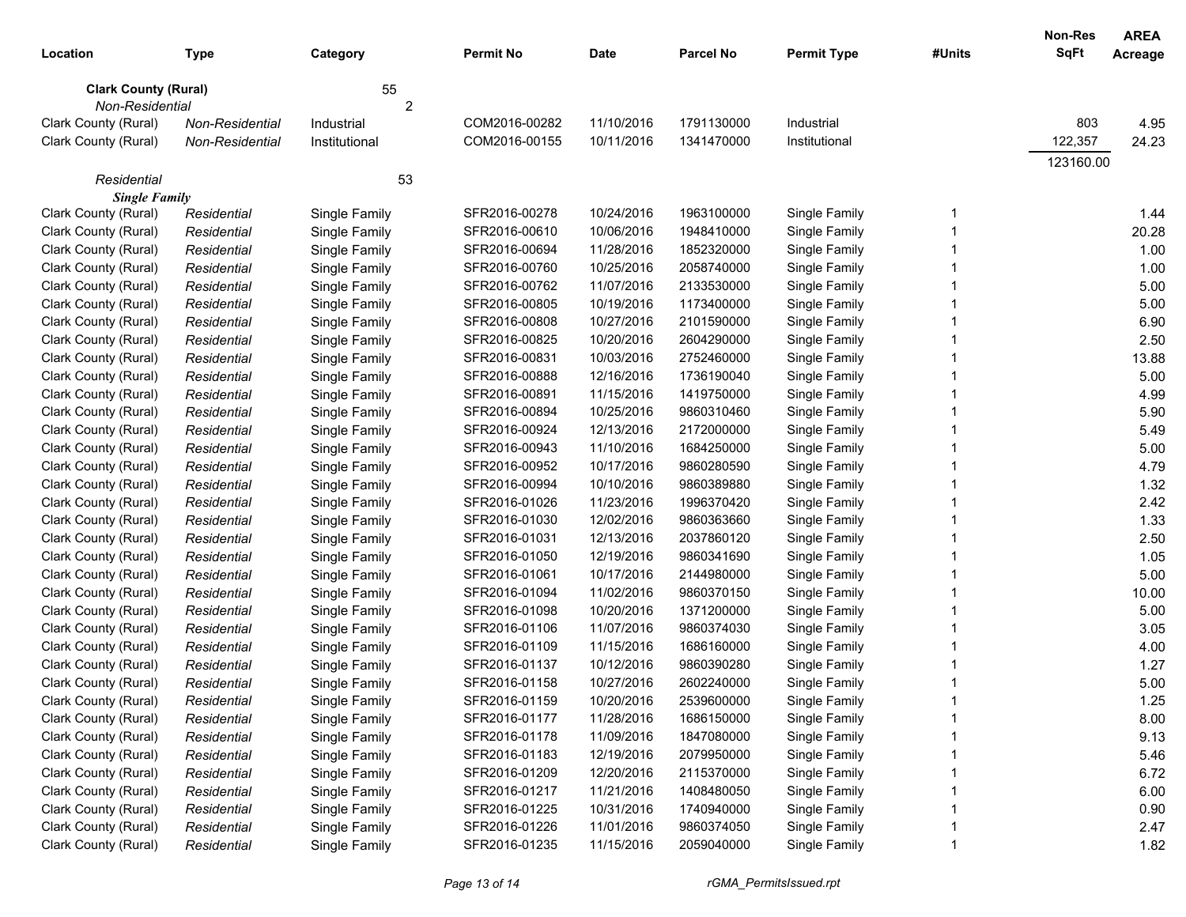| Location | Type | Category | Permit No | Date | Parcel No | Permit Type | #Units | Non-Res SqFt | AREA Acreage |
|---|---|---|---|---|---|---|---|---|---|
| **Clark County (Rural)** | | 55 | | | | | | | |
| *Non-Residential* | | 2 | | | | | | | |
| Clark County (Rural) | *Non-Residential* | Industrial | COM2016-00282 | 11/10/2016 | 1791130000 | Industrial | | 803 | 4.95 |
| Clark County (Rural) | *Non-Residential* | Institutional | COM2016-00155 | 10/11/2016 | 1341470000 | Institutional | | 122,357 | 24.23 |
| | | | | | | | | 123160.00 | |
| *Residential* | | 53 | | | | | | | |
| ***Single Family*** | | | | | | | | | |
| Clark County (Rural) | *Residential* | Single Family | SFR2016-00278 | 10/24/2016 | 1963100000 | Single Family | 1 | | 1.44 |
| Clark County (Rural) | *Residential* | Single Family | SFR2016-00610 | 10/06/2016 | 1948410000 | Single Family | 1 | | 20.28 |
| Clark County (Rural) | *Residential* | Single Family | SFR2016-00694 | 11/28/2016 | 1852320000 | Single Family | 1 | | 1.00 |
| Clark County (Rural) | *Residential* | Single Family | SFR2016-00760 | 10/25/2016 | 2058740000 | Single Family | 1 | | 1.00 |
| Clark County (Rural) | *Residential* | Single Family | SFR2016-00762 | 11/07/2016 | 2133530000 | Single Family | 1 | | 5.00 |
| Clark County (Rural) | *Residential* | Single Family | SFR2016-00805 | 10/19/2016 | 1173400000 | Single Family | 1 | | 5.00 |
| Clark County (Rural) | *Residential* | Single Family | SFR2016-00808 | 10/27/2016 | 2101590000 | Single Family | 1 | | 6.90 |
| Clark County (Rural) | *Residential* | Single Family | SFR2016-00825 | 10/20/2016 | 2604290000 | Single Family | 1 | | 2.50 |
| Clark County (Rural) | *Residential* | Single Family | SFR2016-00831 | 10/03/2016 | 2752460000 | Single Family | 1 | | 13.88 |
| Clark County (Rural) | *Residential* | Single Family | SFR2016-00888 | 12/16/2016 | 1736190040 | Single Family | 1 | | 5.00 |
| Clark County (Rural) | *Residential* | Single Family | SFR2016-00891 | 11/15/2016 | 1419750000 | Single Family | 1 | | 4.99 |
| Clark County (Rural) | *Residential* | Single Family | SFR2016-00894 | 10/25/2016 | 9860310460 | Single Family | 1 | | 5.90 |
| Clark County (Rural) | *Residential* | Single Family | SFR2016-00924 | 12/13/2016 | 2172000000 | Single Family | 1 | | 5.49 |
| Clark County (Rural) | *Residential* | Single Family | SFR2016-00943 | 11/10/2016 | 1684250000 | Single Family | 1 | | 5.00 |
| Clark County (Rural) | *Residential* | Single Family | SFR2016-00952 | 10/17/2016 | 9860280590 | Single Family | 1 | | 4.79 |
| Clark County (Rural) | *Residential* | Single Family | SFR2016-00994 | 10/10/2016 | 9860389880 | Single Family | 1 | | 1.32 |
| Clark County (Rural) | *Residential* | Single Family | SFR2016-01026 | 11/23/2016 | 1996370420 | Single Family | 1 | | 2.42 |
| Clark County (Rural) | *Residential* | Single Family | SFR2016-01030 | 12/02/2016 | 9860363660 | Single Family | 1 | | 1.33 |
| Clark County (Rural) | *Residential* | Single Family | SFR2016-01031 | 12/13/2016 | 2037860120 | Single Family | 1 | | 2.50 |
| Clark County (Rural) | *Residential* | Single Family | SFR2016-01050 | 12/19/2016 | 9860341690 | Single Family | 1 | | 1.05 |
| Clark County (Rural) | *Residential* | Single Family | SFR2016-01061 | 10/17/2016 | 2144980000 | Single Family | 1 | | 5.00 |
| Clark County (Rural) | *Residential* | Single Family | SFR2016-01094 | 11/02/2016 | 9860370150 | Single Family | 1 | | 10.00 |
| Clark County (Rural) | *Residential* | Single Family | SFR2016-01098 | 10/20/2016 | 1371200000 | Single Family | 1 | | 5.00 |
| Clark County (Rural) | *Residential* | Single Family | SFR2016-01106 | 11/07/2016 | 9860374030 | Single Family | 1 | | 3.05 |
| Clark County (Rural) | *Residential* | Single Family | SFR2016-01109 | 11/15/2016 | 1686160000 | Single Family | 1 | | 4.00 |
| Clark County (Rural) | *Residential* | Single Family | SFR2016-01137 | 10/12/2016 | 9860390280 | Single Family | 1 | | 1.27 |
| Clark County (Rural) | *Residential* | Single Family | SFR2016-01158 | 10/27/2016 | 2602240000 | Single Family | 1 | | 5.00 |
| Clark County (Rural) | *Residential* | Single Family | SFR2016-01159 | 10/20/2016 | 2539600000 | Single Family | 1 | | 1.25 |
| Clark County (Rural) | *Residential* | Single Family | SFR2016-01177 | 11/28/2016 | 1686150000 | Single Family | 1 | | 8.00 |
| Clark County (Rural) | *Residential* | Single Family | SFR2016-01178 | 11/09/2016 | 1847080000 | Single Family | 1 | | 9.13 |
| Clark County (Rural) | *Residential* | Single Family | SFR2016-01183 | 12/19/2016 | 2079950000 | Single Family | 1 | | 5.46 |
| Clark County (Rural) | *Residential* | Single Family | SFR2016-01209 | 12/20/2016 | 2115370000 | Single Family | 1 | | 6.72 |
| Clark County (Rural) | *Residential* | Single Family | SFR2016-01217 | 11/21/2016 | 1408480050 | Single Family | 1 | | 6.00 |
| Clark County (Rural) | *Residential* | Single Family | SFR2016-01225 | 10/31/2016 | 1740940000 | Single Family | 1 | | 0.90 |
| Clark County (Rural) | *Residential* | Single Family | SFR2016-01226 | 11/01/2016 | 9860374050 | Single Family | 1 | | 2.47 |
| Clark County (Rural) | *Residential* | Single Family | SFR2016-01235 | 11/15/2016 | 2059040000 | Single Family | 1 | | 1.82 |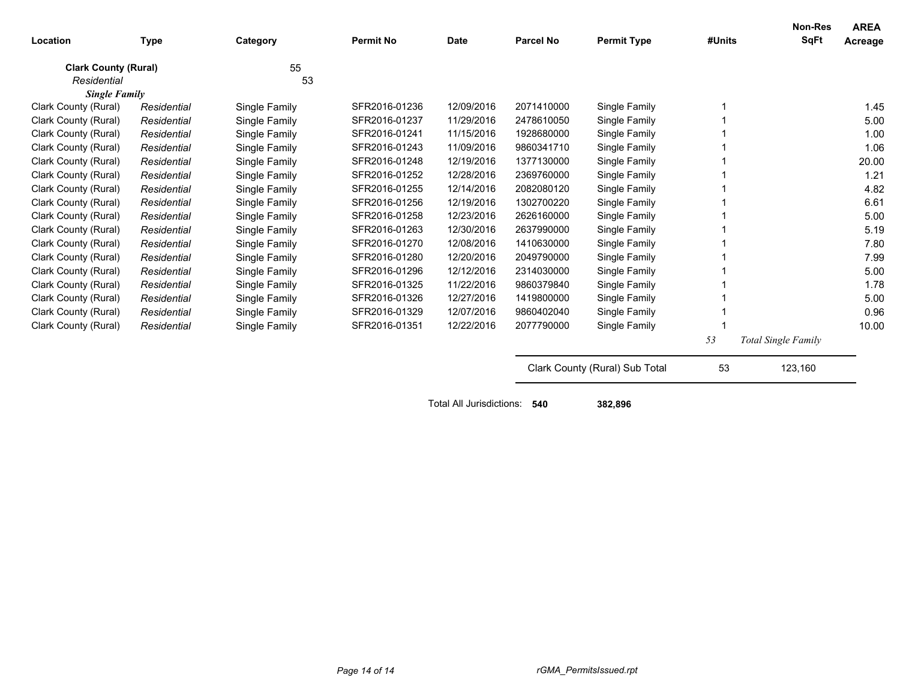| Location | Type | Category | Permit No | Date | Parcel No | Permit Type | #Units | Non-Res SqFt | AREA Acreage |
|---|---|---|---|---|---|---|---|---|---|
| **Clark County (Rural)** | | 55 | | | | | | | |
| *Residential* | | 53 | | | | | | | |
| ***Single Family*** | | | | | | | | | |
| Clark County (Rural) | *Residential* | Single Family | SFR2016-01236 | 12/09/2016 | 2071410000 | Single Family | 1 | | 1.45 |
| Clark County (Rural) | *Residential* | Single Family | SFR2016-01237 | 11/29/2016 | 2478610050 | Single Family | 1 | | 5.00 |
| Clark County (Rural) | *Residential* | Single Family | SFR2016-01241 | 11/15/2016 | 1928680000 | Single Family | 1 | | 1.00 |
| Clark County (Rural) | *Residential* | Single Family | SFR2016-01243 | 11/09/2016 | 9860341710 | Single Family | 1 | | 1.06 |
| Clark County (Rural) | *Residential* | Single Family | SFR2016-01248 | 12/19/2016 | 1377130000 | Single Family | 1 | | 20.00 |
| Clark County (Rural) | *Residential* | Single Family | SFR2016-01252 | 12/28/2016 | 2369760000 | Single Family | 1 | | 1.21 |
| Clark County (Rural) | *Residential* | Single Family | SFR2016-01255 | 12/14/2016 | 2082080120 | Single Family | 1 | | 4.82 |
| Clark County (Rural) | *Residential* | Single Family | SFR2016-01256 | 12/19/2016 | 1302700220 | Single Family | 1 | | 6.61 |
| Clark County (Rural) | *Residential* | Single Family | SFR2016-01258 | 12/23/2016 | 2626160000 | Single Family | 1 | | 5.00 |
| Clark County (Rural) | *Residential* | Single Family | SFR2016-01263 | 12/30/2016 | 2637990000 | Single Family | 1 | | 5.19 |
| Clark County (Rural) | *Residential* | Single Family | SFR2016-01270 | 12/08/2016 | 1410630000 | Single Family | 1 | | 7.80 |
| Clark County (Rural) | *Residential* | Single Family | SFR2016-01280 | 12/20/2016 | 2049790000 | Single Family | 1 | | 7.99 |
| Clark County (Rural) | *Residential* | Single Family | SFR2016-01296 | 12/12/2016 | 2314030000 | Single Family | 1 | | 5.00 |
| Clark County (Rural) | *Residential* | Single Family | SFR2016-01325 | 11/22/2016 | 9860379840 | Single Family | 1 | | 1.78 |
| Clark County (Rural) | *Residential* | Single Family | SFR2016-01326 | 12/27/2016 | 1419800000 | Single Family | 1 | | 5.00 |
| Clark County (Rural) | *Residential* | Single Family | SFR2016-01329 | 12/07/2016 | 9860402040 | Single Family | 1 | | 0.96 |
| Clark County (Rural) | *Residential* | Single Family | SFR2016-01351 | 12/22/2016 | 2077790000 | Single Family | 1 | | 10.00 |
| | | | | | | | *53* | *Total Single Family* | |
| | | | | | Clark County (Rural) Sub Total | | 53 | 123,160 | |
| | | | | Total All Jurisdictions: | **540** | **382,896** | | | |